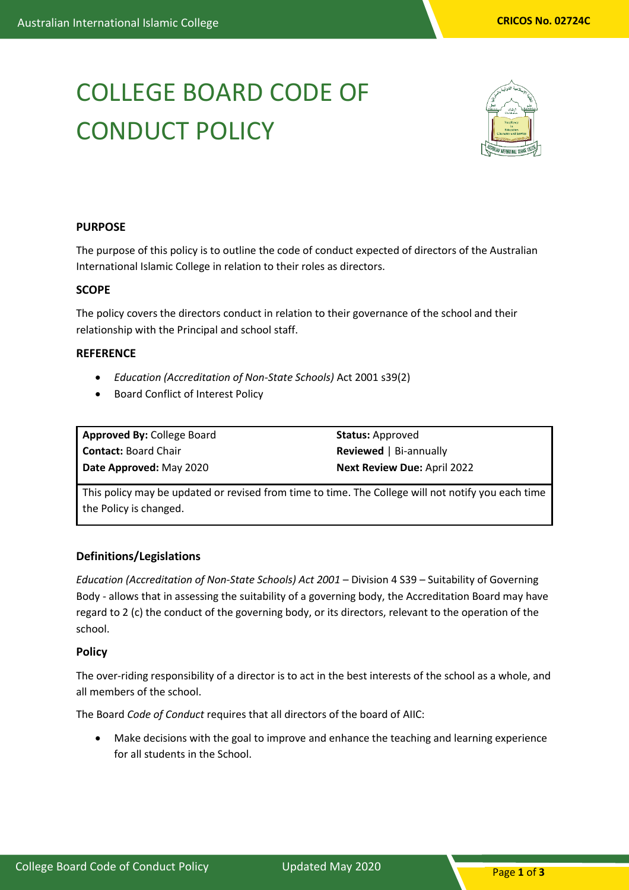# COLLEGE BOARD CODE OF CONDUCT POLICY

**PURPOSE**

The purpose of this policy is to outline the code of conduct expected of directors of the Australian International Islamic College in relation to their roles as directors.

**SCOPE**

The policy covers the directors conduct in relation to their governance of the school and their relationship with the Principal and school staff.

**REFERENCE**

- *Education (Accreditation of Non-State Schools)* Act 2001 s39(2)
- Board Conflict of Interest Policy

| | |
|---|---|
| **Approved By:** College Board | **Status:** Approved |
| **Contact:** Board Chair | **Reviewed** \| Bi-annually |
| **Date Approved:** May 2020 | **Next Review Due:** April 2022 |

This policy may be updated or revised from time to time. The College will not notify you each time the Policy is changed.

**Definitions/Legislations**

*Education (Accreditation of Non-State Schools) Act 2001* – Division 4 S39 – Suitability of Governing Body - allows that in assessing the suitability of a governing body, the Accreditation Board may have regard to 2 (c) the conduct of the governing body, or its directors, relevant to the operation of the school.

**Policy**

The over-riding responsibility of a director is to act in the best interests of the school as a whole, and all members of the school.

The Board *Code of Conduct* requires that all directors of the board of AIIC:

- Make decisions with the goal to improve and enhance the teaching and learning experience for all students in the School.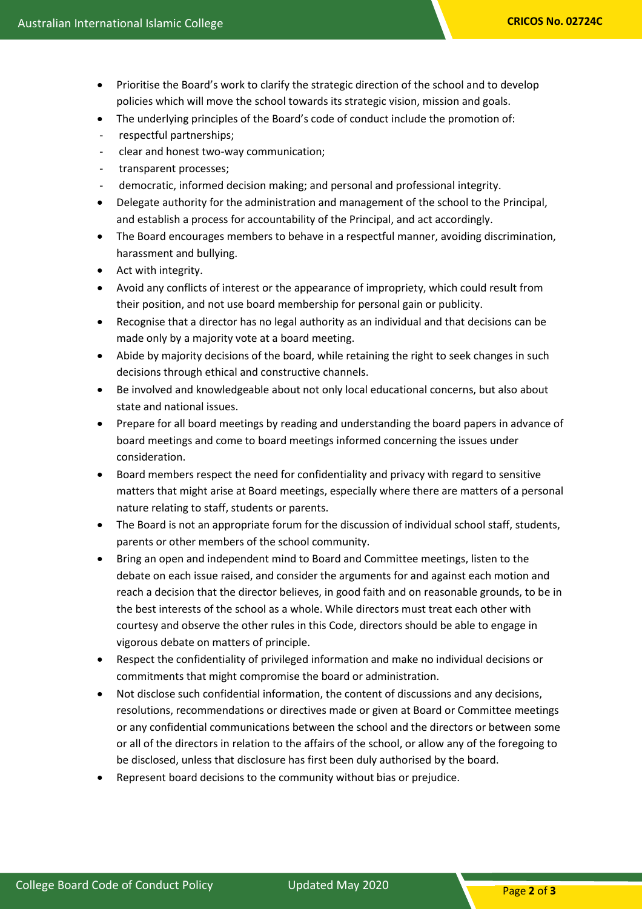- Prioritise the Board's work to clarify the strategic direction of the school and to develop policies which will move the school towards its strategic vision, mission and goals.
- The underlying principles of the Board's code of conduct include the promotion of:
  - respectful partnerships;
  - clear and honest two-way communication;
  - transparent processes;
  - democratic, informed decision making; and personal and professional integrity.
- Delegate authority for the administration and management of the school to the Principal, and establish a process for accountability of the Principal, and act accordingly.
- The Board encourages members to behave in a respectful manner, avoiding discrimination, harassment and bullying.
- Act with integrity.
- Avoid any conflicts of interest or the appearance of impropriety, which could result from their position, and not use board membership for personal gain or publicity.
- Recognise that a director has no legal authority as an individual and that decisions can be made only by a majority vote at a board meeting.
- Abide by majority decisions of the board, while retaining the right to seek changes in such decisions through ethical and constructive channels.
- Be involved and knowledgeable about not only local educational concerns, but also about state and national issues.
- Prepare for all board meetings by reading and understanding the board papers in advance of board meetings and come to board meetings informed concerning the issues under consideration.
- Board members respect the need for confidentiality and privacy with regard to sensitive matters that might arise at Board meetings, especially where there are matters of a personal nature relating to staff, students or parents.
- The Board is not an appropriate forum for the discussion of individual school staff, students, parents or other members of the school community.
- Bring an open and independent mind to Board and Committee meetings, listen to the debate on each issue raised, and consider the arguments for and against each motion and reach a decision that the director believes, in good faith and on reasonable grounds, to be in the best interests of the school as a whole. While directors must treat each other with courtesy and observe the other rules in this Code, directors should be able to engage in vigorous debate on matters of principle.
- Respect the confidentiality of privileged information and make no individual decisions or commitments that might compromise the board or administration.
- Not disclose such confidential information, the content of discussions and any decisions, resolutions, recommendations or directives made or given at Board or Committee meetings or any confidential communications between the school and the directors or between some or all of the directors in relation to the affairs of the school, or allow any of the foregoing to be disclosed, unless that disclosure has first been duly authorised by the board.
- Represent board decisions to the community without bias or prejudice.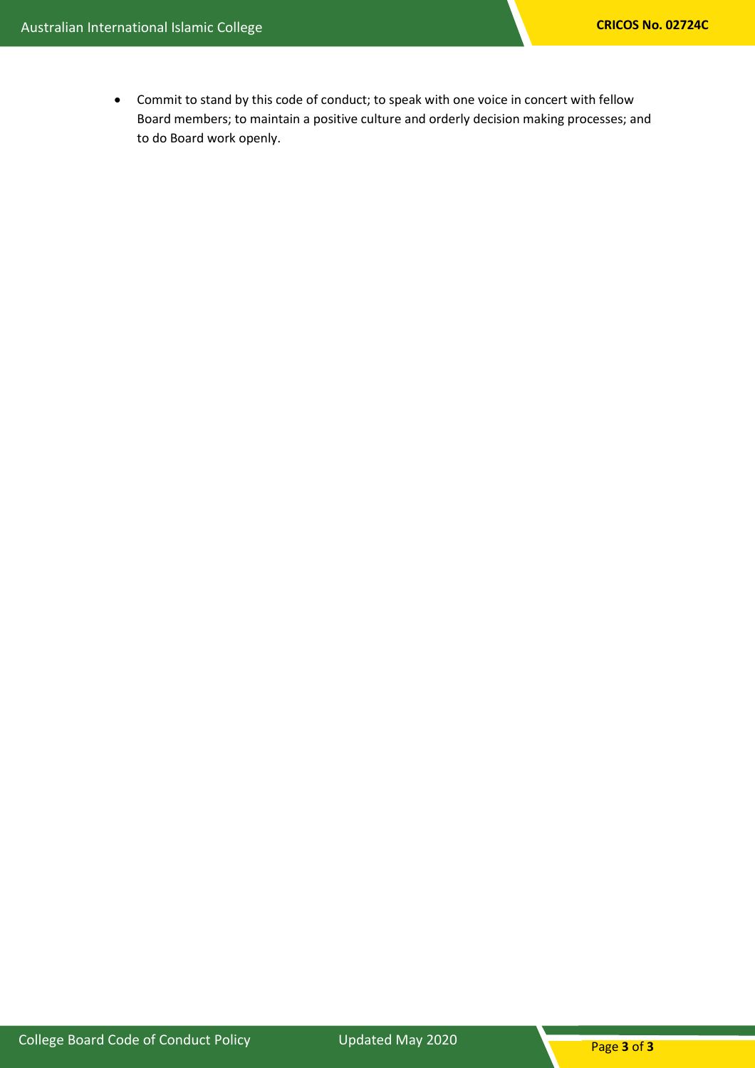- Commit to stand by this code of conduct; to speak with one voice in concert with fellow Board members; to maintain a positive culture and orderly decision making processes; and to do Board work openly.